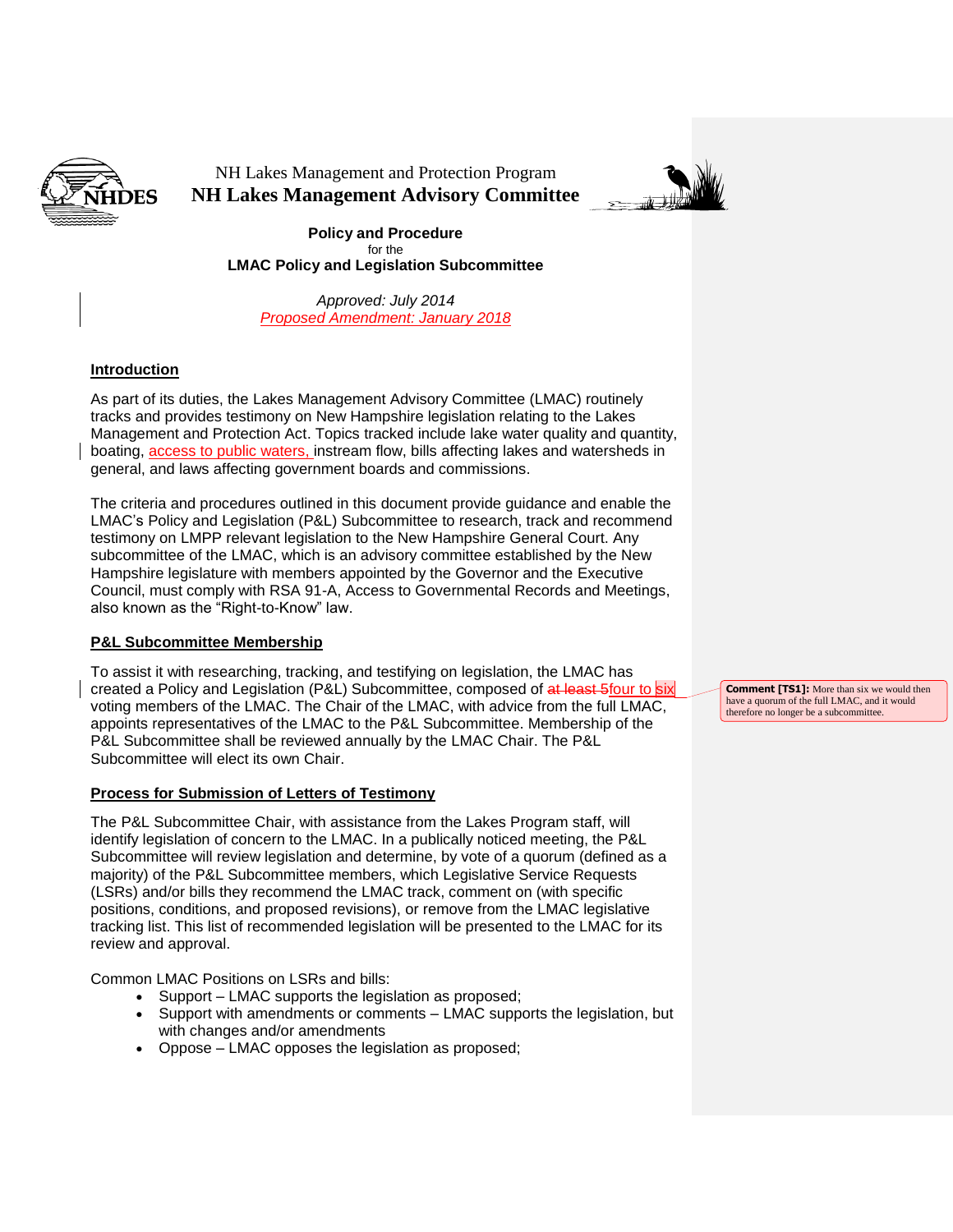NH Lakes Management and Protection Program

**NH Lakes Management Advisory Committee**

**Policy and Procedure**
for the
**LMAC Policy and Legislation Subcommittee**

*Approved: July 2014*
*Proposed Amendment: January 2018*

## Introduction

As part of its duties, the Lakes Management Advisory Committee (LMAC) routinely tracks and provides testimony on New Hampshire legislation relating to the Lakes Management and Protection Act. Topics tracked include lake water quality and quantity, boating, access to public waters, instream flow, bills affecting lakes and watersheds in general, and laws affecting government boards and commissions.

The criteria and procedures outlined in this document provide guidance and enable the LMAC's Policy and Legislation (P&L) Subcommittee to research, track and recommend testimony on LMPP relevant legislation to the New Hampshire General Court. Any subcommittee of the LMAC, which is an advisory committee established by the New Hampshire legislature with members appointed by the Governor and the Executive Council, must comply with RSA 91-A, Access to Governmental Records and Meetings, also known as the "Right-to-Know" law.

## P&L Subcommittee Membership

To assist it with researching, tracking, and testifying on legislation, the LMAC has created a Policy and Legislation (P&L) Subcommittee, composed of ~~at least 5~~four to six voting members of the LMAC. The Chair of the LMAC, with advice from the full LMAC, appoints representatives of the LMAC to the P&L Subcommittee. Membership of the P&L Subcommittee shall be reviewed annually by the LMAC Chair. The P&L Subcommittee will elect its own Chair.

> **Comment [TS1]:** More than six we would then have a quorum of the full LMAC, and it would therefore no longer be a subcommittee.

## Process for Submission of Letters of Testimony

The P&L Subcommittee Chair, with assistance from the Lakes Program staff, will identify legislation of concern to the LMAC. In a publically noticed meeting, the P&L Subcommittee will review legislation and determine, by vote of a quorum (defined as a majority) of the P&L Subcommittee members, which Legislative Service Requests (LSRs) and/or bills they recommend the LMAC track, comment on (with specific positions, conditions, and proposed revisions), or remove from the LMAC legislative tracking list. This list of recommended legislation will be presented to the LMAC for its review and approval.

Common LMAC Positions on LSRs and bills:

- Support – LMAC supports the legislation as proposed;
- Support with amendments or comments – LMAC supports the legislation, but with changes and/or amendments
- Oppose – LMAC opposes the legislation as proposed;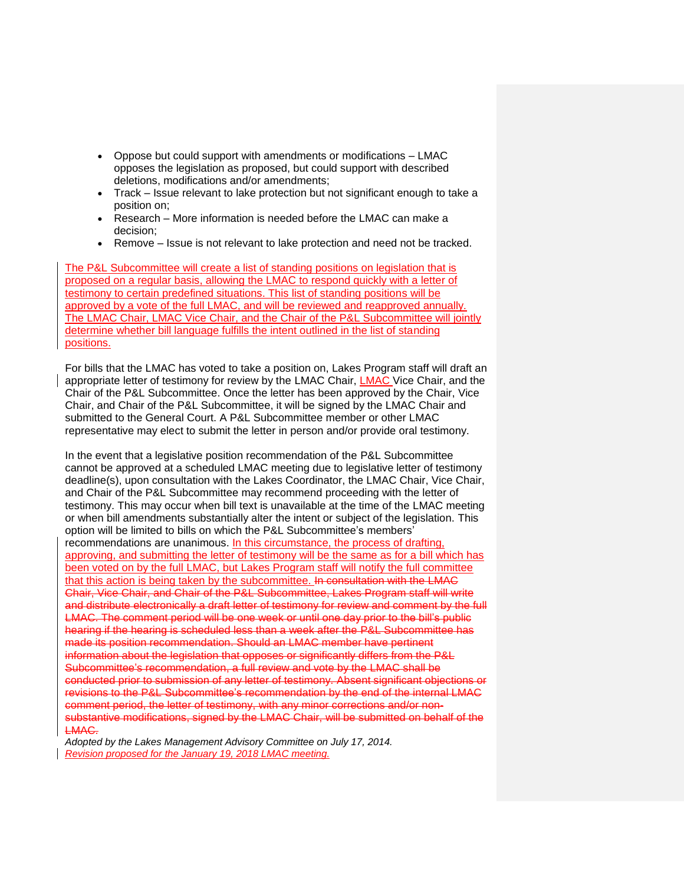- Oppose but could support with amendments or modifications – LMAC opposes the legislation as proposed, but could support with described deletions, modifications and/or amendments;
- Track – Issue relevant to lake protection but not significant enough to take a position on;
- Research – More information is needed before the LMAC can make a decision;
- Remove – Issue is not relevant to lake protection and need not be tracked.

The P&L Subcommittee will create a list of standing positions on legislation that is proposed on a regular basis, allowing the LMAC to respond quickly with a letter of testimony to certain predefined situations. This list of standing positions will be approved by a vote of the full LMAC, and will be reviewed and reapproved annually. The LMAC Chair, LMAC Vice Chair, and the Chair of the P&L Subcommittee will jointly determine whether bill language fulfills the intent outlined in the list of standing positions.

For bills that the LMAC has voted to take a position on, Lakes Program staff will draft an appropriate letter of testimony for review by the LMAC Chair, LMAC Vice Chair, and the Chair of the P&L Subcommittee. Once the letter has been approved by the Chair, Vice Chair, and Chair of the P&L Subcommittee, it will be signed by the LMAC Chair and submitted to the General Court. A P&L Subcommittee member or other LMAC representative may elect to submit the letter in person and/or provide oral testimony.

In the event that a legislative position recommendation of the P&L Subcommittee cannot be approved at a scheduled LMAC meeting due to legislative letter of testimony deadline(s), upon consultation with the Lakes Coordinator, the LMAC Chair, Vice Chair, and Chair of the P&L Subcommittee may recommend proceeding with the letter of testimony. This may occur when bill text is unavailable at the time of the LMAC meeting or when bill amendments substantially alter the intent or subject of the legislation. This option will be limited to bills on which the P&L Subcommittee's members' recommendations are unanimous. In this circumstance, the process of drafting, approving, and submitting the letter of testimony will be the same as for a bill which has been voted on by the full LMAC, but Lakes Program staff will notify the full committee that this action is being taken by the subcommittee. ~~In consultation with the LMAC Chair, Vice Chair, and Chair of the P&L Subcommittee, Lakes Program staff will write and distribute electronically a draft letter of testimony for review and comment by the full LMAC. The comment period will be one week or until one day prior to the bill's public hearing if the hearing is scheduled less than a week after the P&L Subcommittee has made its position recommendation. Should an LMAC member have pertinent information about the legislation that opposes or significantly differs from the P&L Subcommittee's recommendation, a full review and vote by the LMAC shall be conducted prior to submission of any letter of testimony. Absent significant objections or revisions to the P&L Subcommittee's recommendation by the end of the internal LMAC comment period, the letter of testimony, with any minor corrections and/or non-substantive modifications, signed by the LMAC Chair, will be submitted on behalf of the LMAC.~~

*Adopted by the Lakes Management Advisory Committee on July 17, 2014.*
*Revision proposed for the January 19, 2018 LMAC meeting.*